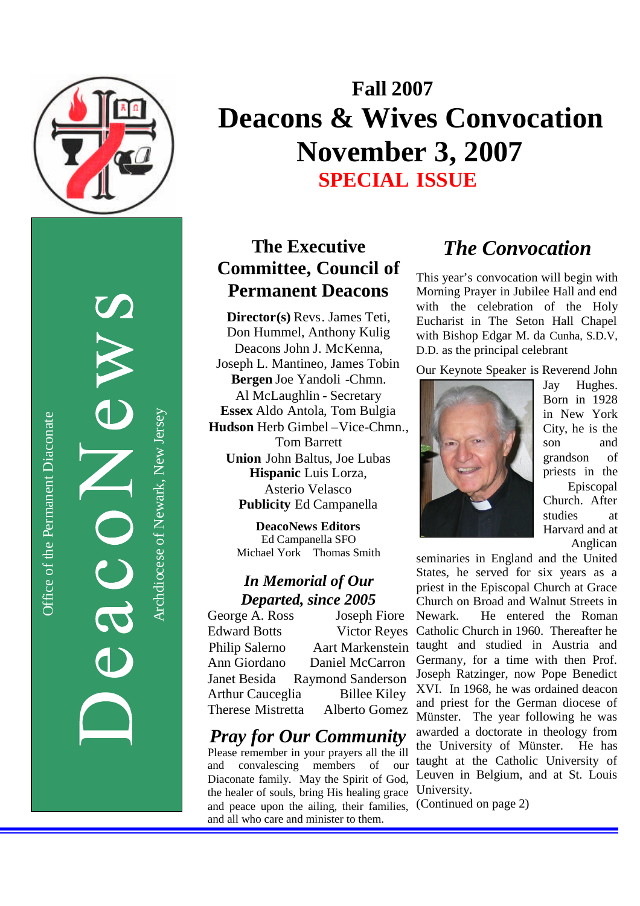DeacoNews

Office of the Permanent Diaconate

Archdiocese of Newark, New Jersey

# Fall 2007
# Deacons & Wives Convocation
# November 3, 2007
## SPECIAL ISSUE

## The Executive Committee, Council of Permanent Deacons

**Director(s)** Revs. James Teti, Don Hummel, Anthony Kulig
Deacons John J. McKenna, Joseph L. Mantineo, James Tobin
**Bergen** Joe Yandoli -Chmn.
Al McLaughlin - Secretary
**Essex** Aldo Antola, Tom Bulgia
**Hudson** Herb Gimbel –Vice-Chmn., Tom Barrett
**Union** John Baltus, Joe Lubas
**Hispanic** Luis Lorza, Asterio Velasco
**Publicity** Ed Campanella

**DeacoNews Editors**
Ed Campanella SFO
Michael York Thomas Smith

### *In Memorial of Our Departed, since 2005*

George A. Ross
Joseph Fiore
Edward Botts
Victor Reyes
Philip Salerno
Aart Markenstein
Ann Giordano
Daniel McCarron
Janet Besida
Raymond Sanderson
Arthur Cauceglia
Billee Kiley
Therese Mistretta
Alberto Gomez

### *Pray for Our Community*

Please remember in your prayers all the ill and convalescing members of our Diaconate family. May the Spirit of God, the healer of souls, bring His healing grace and peace upon the ailing, their families, and all who care and minister to them.

## *The Convocation*

This year's convocation will begin with Morning Prayer in Jubilee Hall and end with the celebration of the Holy Eucharist in The Seton Hall Chapel with Bishop Edgar M. da Cunha, S.D.V, D.D. as the principal celebrant

Our Keynote Speaker is Reverend John Jay Hughes. Born in 1928 in New York City, he is the son and grandson of priests in the Episcopal Church. After studies at Harvard and at Anglican seminaries in England and the United States, he served for six years as a priest in the Episcopal Church at Grace Church on Broad and Walnut Streets in Newark. He entered the Roman Catholic Church in 1960. Thereafter he taught and studied in Austria and Germany, for a time with then Prof. Joseph Ratzinger, now Pope Benedict XVI. In 1968, he was ordained deacon and priest for the German diocese of Münster. The year following he was awarded a doctorate in theology from the University of Münster. He has taught at the Catholic University of Leuven in Belgium, and at St. Louis University.

(Continued on page 2)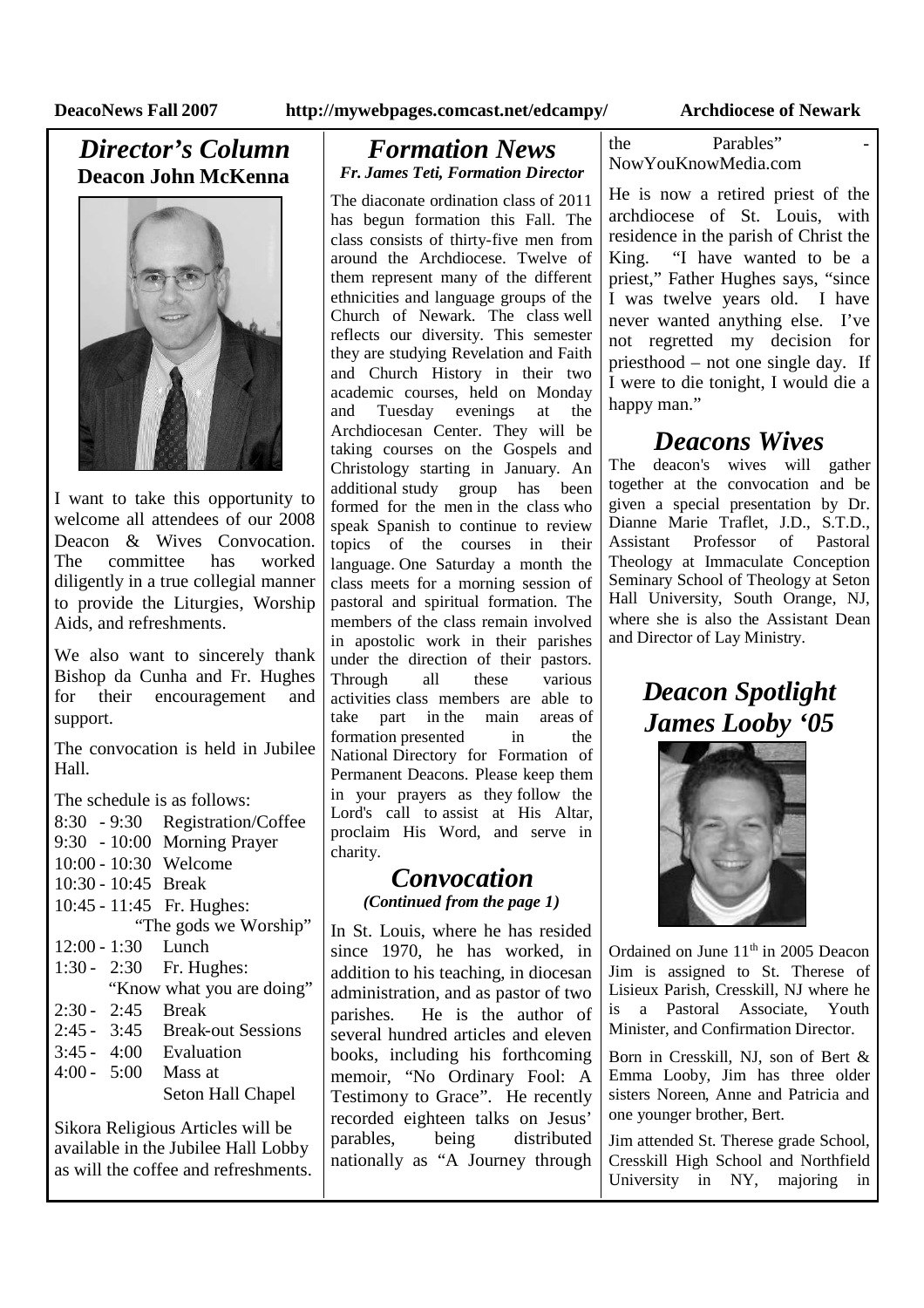## *Director's Column*

### Deacon John McKenna

I want to take this opportunity to welcome all attendees of our 2008 Deacon & Wives Convocation. The committee has worked diligently in a true collegial manner to provide the Liturgies, Worship Aids, and refreshments.

We also want to sincerely thank Bishop da Cunha and Fr. Hughes for their encouragement and support.

The convocation is held in Jubilee Hall.

The schedule is as follows:

| | |
|---|---|
| 8:30 - 9:30 | Registration/Coffee |
| 9:30 - 10:00 | Morning Prayer |
| 10:00 - 10:30 | Welcome |
| 10:30 - 10:45 | Break |
| 10:45 - 11:45 | Fr. Hughes: "The gods we Worship" |
| 12:00 - 1:30 | Lunch |
| 1:30 - 2:30 | Fr. Hughes: "Know what you are doing" |
| 2:30 - 2:45 | Break |
| 2:45 - 3:45 | Break-out Sessions |
| 3:45 - 4:00 | Evaluation |
| 4:00 - 5:00 | Mass at Seton Hall Chapel |

Sikora Religious Articles will be available in the Jubilee Hall Lobby as will the coffee and refreshments.

## *Formation News*

***Fr. James Teti, Formation Director***

The diaconate ordination class of 2011 has begun formation this Fall. The class consists of thirty-five men from around the Archdiocese. Twelve of them represent many of the different ethnicities and language groups of the Church of Newark. The class well reflects our diversity. This semester they are studying Revelation and Faith and Church History in their two academic courses, held on Monday and Tuesday evenings at the Archdiocesan Center. They will be taking courses on the Gospels and Christology starting in January. An additional study group has been formed for the men in the class who speak Spanish to continue to review topics of the courses in their language. One Saturday a month the class meets for a morning session of pastoral and spiritual formation. The members of the class remain involved in apostolic work in their parishes under the direction of their pastors. Through all these various activities class members are able to take part in the main areas of formation presented in the National Directory for Formation of Permanent Deacons. Please keep them in your prayers as they follow the Lord's call to assist at His Altar, proclaim His Word, and serve in charity.

## *Convocation*

***(Continued from the page 1)***

In St. Louis, where he has resided since 1970, he has worked, in addition to his teaching, in diocesan administration, and as pastor of two parishes. He is the author of several hundred articles and eleven books, including his forthcoming memoir, "No Ordinary Fool: A Testimony to Grace". He recently recorded eighteen talks on Jesus' parables, being distributed nationally as "A Journey through the Parables" - NowYouKnowMedia.com

He is now a retired priest of the archdiocese of St. Louis, with residence in the parish of Christ the King. "I have wanted to be a priest," Father Hughes says, "since I was twelve years old. I have never wanted anything else. I've not regretted my decision for priesthood – not one single day. If I were to die tonight, I would die a happy man."

## *Deacons Wives*

The deacon's wives will gather together at the convocation and be given a special presentation by Dr. Dianne Marie Traflet, J.D., S.T.D., Assistant Professor of Pastoral Theology at Immaculate Conception Seminary School of Theology at Seton Hall University, South Orange, NJ, where she is also the Assistant Dean and Director of Lay Ministry.

## *Deacon Spotlight James Looby '05*

Ordained on June 11th in 2005 Deacon Jim is assigned to St. Therese of Lisieux Parish, Cresskill, NJ where he is a Pastoral Associate, Youth Minister, and Confirmation Director.

Born in Cresskill, NJ, son of Bert & Emma Looby, Jim has three older sisters Noreen, Anne and Patricia and one younger brother, Bert.

Jim attended St. Therese grade School, Cresskill High School and Northfield University in NY, majoring in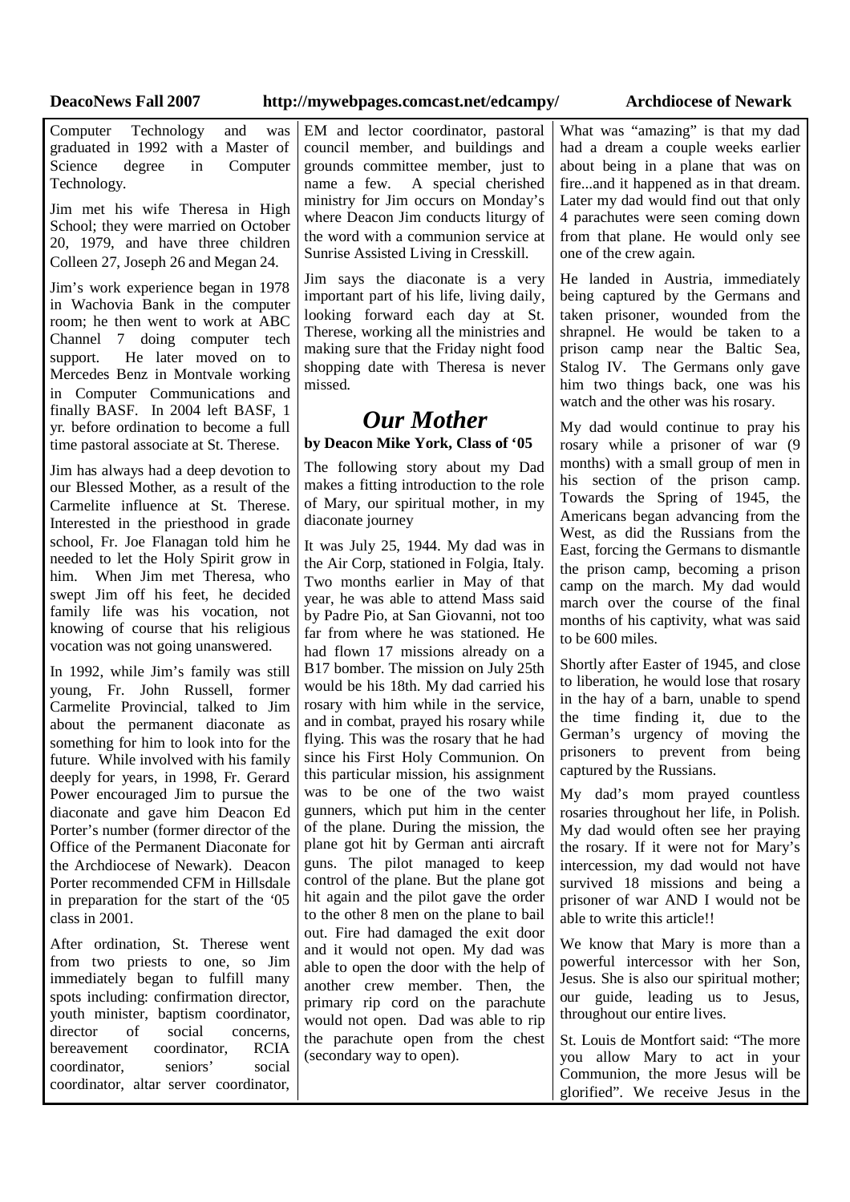Computer Technology and was graduated in 1992 with a Master of Science degree in Computer Technology.

Jim met his wife Theresa in High School; they were married on October 20, 1979, and have three children Colleen 27, Joseph 26 and Megan 24.

Jim's work experience began in 1978 in Wachovia Bank in the computer room; he then went to work at ABC Channel 7 doing computer tech support. He later moved on to Mercedes Benz in Montvale working in Computer Communications and finally BASF. In 2004 left BASF, 1 yr. before ordination to become a full time pastoral associate at St. Therese.

Jim has always had a deep devotion to our Blessed Mother, as a result of the Carmelite influence at St. Therese. Interested in the priesthood in grade school, Fr. Joe Flanagan told him he needed to let the Holy Spirit grow in him. When Jim met Theresa, who swept Jim off his feet, he decided family life was his vocation, not knowing of course that his religious vocation was not going unanswered.

In 1992, while Jim's family was still young, Fr. John Russell, former Carmelite Provincial, talked to Jim about the permanent diaconate as something for him to look into for the future. While involved with his family deeply for years, in 1998, Fr. Gerard Power encouraged Jim to pursue the diaconate and gave him Deacon Ed Porter's number (former director of the Office of the Permanent Diaconate for the Archdiocese of Newark). Deacon Porter recommended CFM in Hillsdale in preparation for the start of the '05 class in 2001.

After ordination, St. Therese went from two priests to one, so Jim immediately began to fulfill many spots including: confirmation director, youth minister, baptism coordinator, director of social concerns, bereavement coordinator, RCIA coordinator, seniors' social coordinator, altar server coordinator, EM and lector coordinator, pastoral council member, and buildings and grounds committee member, just to name a few. A special cherished ministry for Jim occurs on Monday's where Deacon Jim conducts liturgy of the word with a communion service at Sunrise Assisted Living in Cresskill.

Jim says the diaconate is a very important part of his life, living daily, looking forward each day at St. Therese, working all the ministries and making sure that the Friday night food shopping date with Theresa is never missed.

## *Our Mother*

**by Deacon Mike York, Class of '05**

The following story about my Dad makes a fitting introduction to the role of Mary, our spiritual mother, in my diaconate journey

It was July 25, 1944. My dad was in the Air Corp, stationed in Folgia, Italy. Two months earlier in May of that year, he was able to attend Mass said by Padre Pio, at San Giovanni, not too far from where he was stationed. He had flown 17 missions already on a B17 bomber. The mission on July 25th would be his 18th. My dad carried his rosary with him while in the service, and in combat, prayed his rosary while flying. This was the rosary that he had since his First Holy Communion. On this particular mission, his assignment was to be one of the two waist gunners, which put him in the center of the plane. During the mission, the plane got hit by German anti aircraft guns. The pilot managed to keep control of the plane. But the plane got hit again and the pilot gave the order to the other 8 men on the plane to bail out. Fire had damaged the exit door and it would not open. My dad was able to open the door with the help of another crew member. Then, the primary rip cord on the parachute would not open. Dad was able to rip the parachute open from the chest (secondary way to open).

What was "amazing" is that my dad had a dream a couple weeks earlier about being in a plane that was on fire...and it happened as in that dream. Later my dad would find out that only 4 parachutes were seen coming down from that plane. He would only see one of the crew again.

He landed in Austria, immediately being captured by the Germans and taken prisoner, wounded from the shrapnel. He would be taken to a prison camp near the Baltic Sea, Stalog IV. The Germans only gave him two things back, one was his watch and the other was his rosary.

My dad would continue to pray his rosary while a prisoner of war (9 months) with a small group of men in his section of the prison camp. Towards the Spring of 1945, the Americans began advancing from the West, as did the Russians from the East, forcing the Germans to dismantle the prison camp, becoming a prison camp on the march. My dad would march over the course of the final months of his captivity, what was said to be 600 miles.

Shortly after Easter of 1945, and close to liberation, he would lose that rosary in the hay of a barn, unable to spend the time finding it, due to the German's urgency of moving the prisoners to prevent from being captured by the Russians.

My dad's mom prayed countless rosaries throughout her life, in Polish. My dad would often see her praying the rosary. If it were not for Mary's intercession, my dad would not have survived 18 missions and being a prisoner of war AND I would not be able to write this article!!

We know that Mary is more than a powerful intercessor with her Son, Jesus. She is also our spiritual mother; our guide, leading us to Jesus, throughout our entire lives.

St. Louis de Montfort said: "The more you allow Mary to act in your Communion, the more Jesus will be glorified". We receive Jesus in the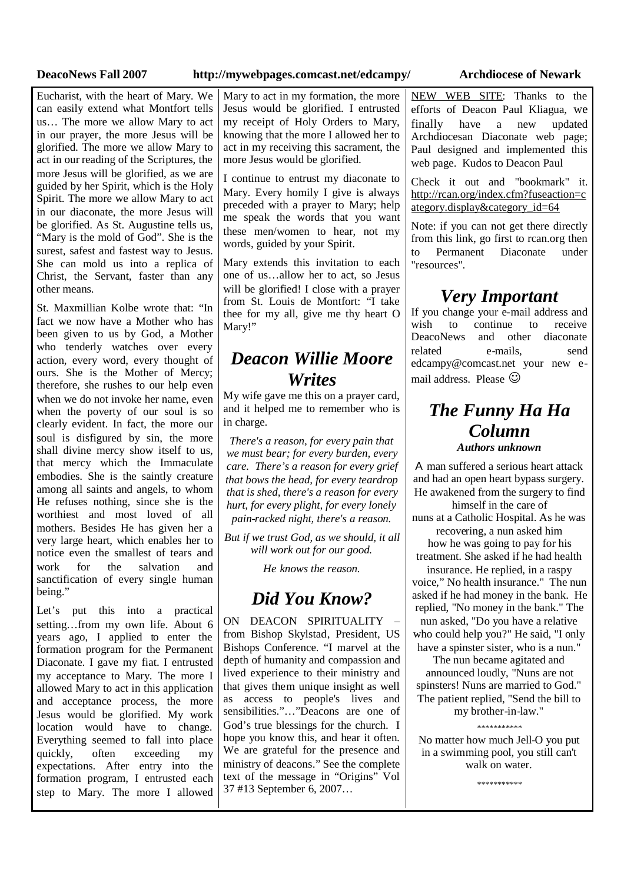Eucharist, with the heart of Mary. We can easily extend what Montfort tells us… The more we allow Mary to act in our prayer, the more Jesus will be glorified. The more we allow Mary to act in our reading of the Scriptures, the more Jesus will be glorified, as we are guided by her Spirit, which is the Holy Spirit. The more we allow Mary to act in our diaconate, the more Jesus will be glorified. As St. Augustine tells us, "Mary is the mold of God". She is the surest, safest and fastest way to Jesus. She can mold us into a replica of Christ, the Servant, faster than any other means.

St. Maxmillian Kolbe wrote that: "In fact we now have a Mother who has been given to us by God, a Mother who tenderly watches over every action, every word, every thought of ours. She is the Mother of Mercy; therefore, she rushes to our help even when we do not invoke her name, even when the poverty of our soul is so clearly evident. In fact, the more our soul is disfigured by sin, the more shall divine mercy show itself to us, that mercy which the Immaculate embodies. She is the saintly creature among all saints and angels, to whom He refuses nothing, since she is the worthiest and most loved of all mothers. Besides He has given her a very large heart, which enables her to notice even the smallest of tears and work for the salvation and sanctification of every single human being."

Let's put this into a practical setting…from my own life. About 6 years ago, I applied to enter the formation program for the Permanent Diaconate. I gave my fiat. I entrusted my acceptance to Mary. The more I allowed Mary to act in this application and acceptance process, the more Jesus would be glorified. My work location would have to change. Everything seemed to fall into place quickly, often exceeding my expectations. After entry into the formation program, I entrusted each step to Mary. The more I allowed Mary to act in my formation, the more Jesus would be glorified. I entrusted my receipt of Holy Orders to Mary, knowing that the more I allowed her to act in my receiving this sacrament, the more Jesus would be glorified.

I continue to entrust my diaconate to Mary. Every homily I give is always preceded with a prayer to Mary; help me speak the words that you want these men/women to hear, not my words, guided by your Spirit.

Mary extends this invitation to each one of us…allow her to act, so Jesus will be glorified! I close with a prayer from St. Louis de Montfort: "I take thee for my all, give me thy heart O Mary!"

## *Deacon Willie Moore Writes*

My wife gave me this on a prayer card, and it helped me to remember who is in charge.

*There's a reason, for every pain that we must bear; for every burden, every care. There's a reason for every grief that bows the head, for every teardrop that is shed, there's a reason for every hurt, for every plight, for every lonely pain-racked night, there's a reason.*

*But if we trust God, as we should, it all will work out for our good.*

*He knows the reason.*

## *Did You Know?*

ON DEACON SPIRITUALITY – from Bishop Skylstad, President, US Bishops Conference. "I marvel at the depth of humanity and compassion and lived experience to their ministry and that gives them unique insight as well as access to people's lives and sensibilities."…"Deacons are one of God's true blessings for the church. I hope you know this, and hear it often. We are grateful for the presence and ministry of deacons." See the complete text of the message in "Origins" Vol 37 #13 September 6, 2007…

NEW WEB SITE: Thanks to the efforts of Deacon Paul Kliagua, we finally have a new updated Archdiocesan Diaconate web page; Paul designed and implemented this web page. Kudos to Deacon Paul

Check it out and "bookmark" it. http://rcan.org/index.cfm?fuseaction=category.display&category_id=64

Note: if you can not get there directly from this link, go first to rcan.org then to Permanent Diaconate under "resources".

## *Very Important*

If you change your e-mail address and wish to continue to receive DeacoNews and other diaconate related e-mails, send edcampy@comcast.net your new e-mail address. Please ☺

## *The Funny Ha Ha Column*

***Authors unknown***

A man suffered a serious heart attack and had an open heart bypass surgery. He awakened from the surgery to find himself in the care of nuns at a Catholic Hospital. As he was recovering, a nun asked him how he was going to pay for his treatment. She asked if he had health insurance. He replied, in a raspy voice," No health insurance." The nun asked if he had money in the bank. He replied, "No money in the bank." The nun asked, "Do you have a relative who could help you?" He said, "I only have a spinster sister, who is a nun." The nun became agitated and announced loudly, "Nuns are not spinsters! Nuns are married to God." The patient replied, "Send the bill to my brother-in-law."

\*\*\*\*\*\*\*\*\*\*\*

No matter how much Jell-O you put in a swimming pool, you still can't walk on water.

\*\*\*\*\*\*\*\*\*\*\*